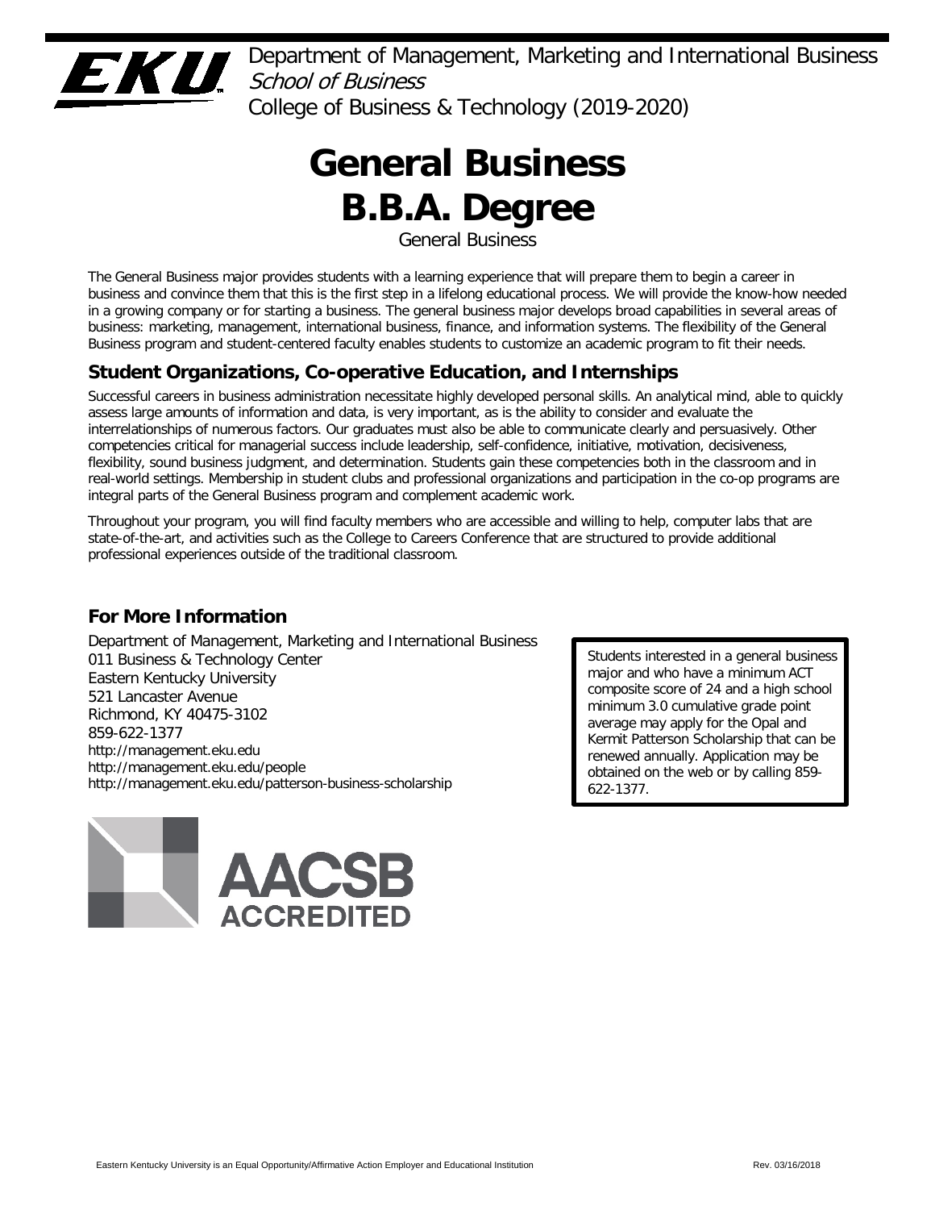Department of Management, Marketing and International Business
*School of Business*
College of Business & Technology (2019-2020)

# General Business B.B.A. Degree

General Business

The General Business major provides students with a learning experience that will prepare them to begin a career in business and convince them that this is the first step in a lifelong educational process. We will provide the know-how needed in a growing company or for starting a business. The general business major develops broad capabilities in several areas of business: marketing, management, international business, finance, and information systems. The flexibility of the General Business program and student-centered faculty enables students to customize an academic program to fit their needs.

## Student Organizations, Co-operative Education, and Internships

Successful careers in business administration necessitate highly developed personal skills. An analytical mind, able to quickly assess large amounts of information and data, is very important, as is the ability to consider and evaluate the interrelationships of numerous factors. Our graduates must also be able to communicate clearly and persuasively. Other competencies critical for managerial success include leadership, self-confidence, initiative, motivation, decisiveness, flexibility, sound business judgment, and determination. Students gain these competencies both in the classroom and in real-world settings. Membership in student clubs and professional organizations and participation in the co-op programs are integral parts of the General Business program and complement academic work.

Throughout your program, you will find faculty members who are accessible and willing to help, computer labs that are state-of-the-art, and activities such as the College to Careers Conference that are structured to provide additional professional experiences outside of the traditional classroom.

## For More Information

Department of Management, Marketing and International Business
011 Business & Technology Center
Eastern Kentucky University
521 Lancaster Avenue
Richmond, KY 40475-3102
859-622-1377
http://management.eku.edu
http://management.eku.edu/people
http://management.eku.edu/patterson-business-scholarship

Students interested in a general business major and who have a minimum ACT composite score of 24 and a high school minimum 3.0 cumulative grade point average may apply for the Opal and Kermit Patterson Scholarship that can be renewed annually. Application may be obtained on the web or by calling 859-622-1377.

AACSB ACCREDITED

Eastern Kentucky University is an Equal Opportunity/Affirmative Action Employer and Educational Institution

Rev. 03/16/2018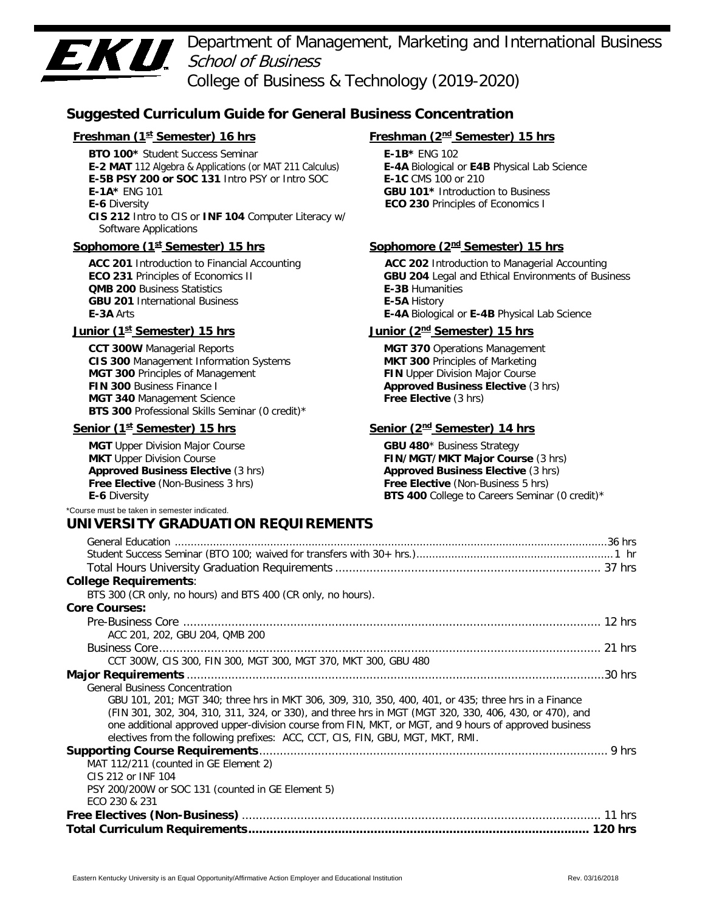Department of Management, Marketing and International Business
*School of Business*
College of Business & Technology (2019-2020)

## Suggested Curriculum Guide for General Business Concentration

### Freshman (1st Semester) 16 hrs

**BTO 100*** Student Success Seminar
**E-2 MAT** 112 Algebra & Applications (or MAT 211 Calculus)
**E-5B PSY 200 or SOC 131** Intro PSY or Intro SOC
**E-1A*** ENG 101
**E-6** Diversity
**CIS 212** Intro to CIS or **INF 104** Computer Literacy w/ Software Applications

### Freshman (2nd Semester) 15 hrs

**E-1B*** ENG 102
**E-4A** Biological or **E4B** Physical Lab Science
**E-1C** CMS 100 or 210
**GBU 101*** Introduction to Business
**ECO 230** Principles of Economics I

### Sophomore (1st Semester) 15 hrs

**ACC 201** Introduction to Financial Accounting
**ECO 231** Principles of Economics II
**QMB 200** Business Statistics
**GBU 201** International Business
**E-3A** Arts

### Sophomore (2nd Semester) 15 hrs

**ACC 202** Introduction to Managerial Accounting
**GBU 204** Legal and Ethical Environments of Business
**E-3B** Humanities
**E-5A** History
**E-4A** Biological or **E-4B** Physical Lab Science

### Junior (1st Semester) 15 hrs

**CCT 300W** Managerial Reports
**CIS 300** Management Information Systems
**MGT 300** Principles of Management
**FIN 300** Business Finance I
**MGT 340** Management Science
**BTS 300** Professional Skills Seminar (0 credit)*

### Junior (2nd Semester) 15 hrs

**MGT 370** Operations Management
**MKT 300** Principles of Marketing
**FIN** Upper Division Major Course
**Approved Business Elective** (3 hrs)
**Free Elective** (3 hrs)

### Senior (1st Semester) 15 hrs

**MGT** Upper Division Major Course
**MKT** Upper Division Course
**Approved Business Elective** (3 hrs)
**Free Elective** (Non-Business 3 hrs)
**E-6** Diversity

### Senior (2nd Semester) 14 hrs

**GBU 480*** Business Strategy
**FIN/MGT/MKT Major Course** (3 hrs)
**Approved Business Elective** (3 hrs)
**Free Elective** (Non-Business 5 hrs)
**BTS 400** College to Careers Seminar (0 credit)*

*Course must be taken in semester indicated.

## UNIVERSITY GRADUATION REQUIREMENTS

General Education ....... 36 hrs
Student Success Seminar (BTO 100; waived for transfers with 30+ hrs.) ....... 1 hr
Total Hours University Graduation Requirements ....... 37 hrs

**College Requirements**:
BTS 300 (CR only, no hours) and BTS 400 (CR only, no hours).

**Core Courses:**

Pre-Business Core ....... 12 hrs
ACC 201, 202, GBU 204, QMB 200

Business Core ....... 21 hrs
CCT 300W, CIS 300, FIN 300, MGT 300, MGT 370, MKT 300, GBU 480

**Major Requirements** ....... 30 hrs

General Business Concentration
GBU 101, 201; MGT 340; three hrs in MKT 306, 309, 310, 350, 400, 401, or 435; three hrs in a Finance (FIN 301, 302, 304, 310, 311, 324, or 330), and three hrs in MGT (MGT 320, 330, 406, 430, or 470), and one additional approved upper-division course from FIN, MKT, or MGT, and 9 hours of approved business electives from the following prefixes: ACC, CCT, CIS, FIN, GBU, MGT, MKT, RMI.

**Supporting Course Requirements** ....... 9 hrs

MAT 112/211 (counted in GE Element 2)
CIS 212 or INF 104
PSY 200/200W or SOC 131 (counted in GE Element 5)
ECO 230 & 231

**Free Electives (Non-Business)** ....... 11 hrs

**Total Curriculum Requirements ....... 120 hrs**

Eastern Kentucky University is an Equal Opportunity/Affirmative Action Employer and Educational Institution

Rev. 03/16/2018